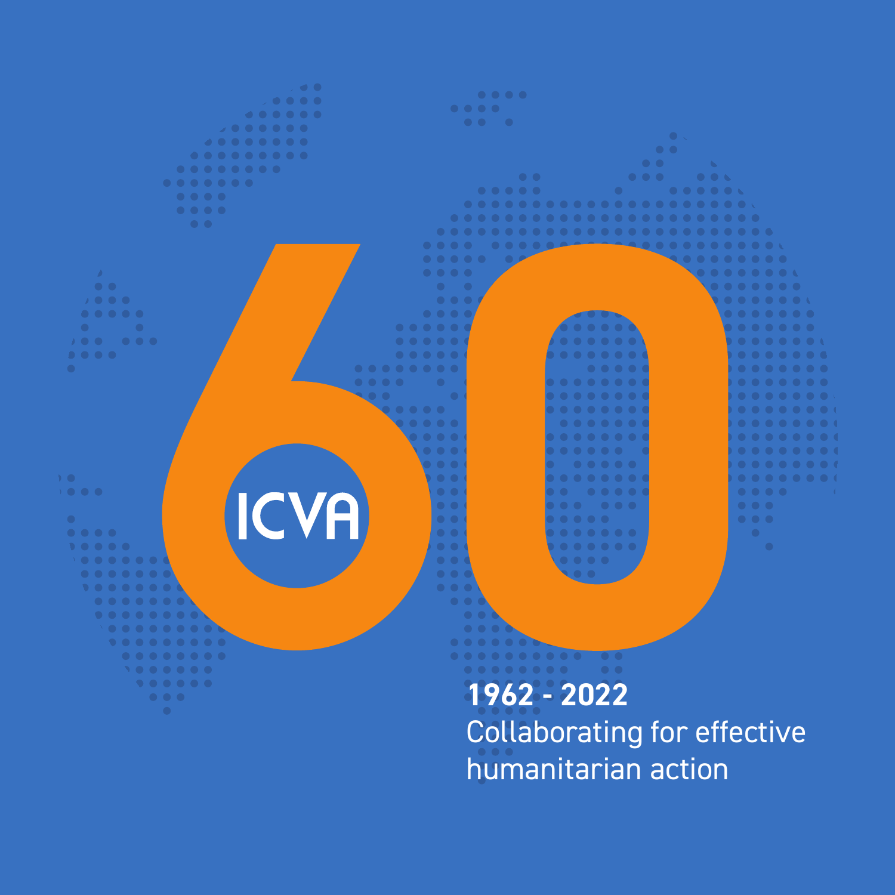# ICVA 60

**1962 - 2022**

Collaborating for effective humanitarian action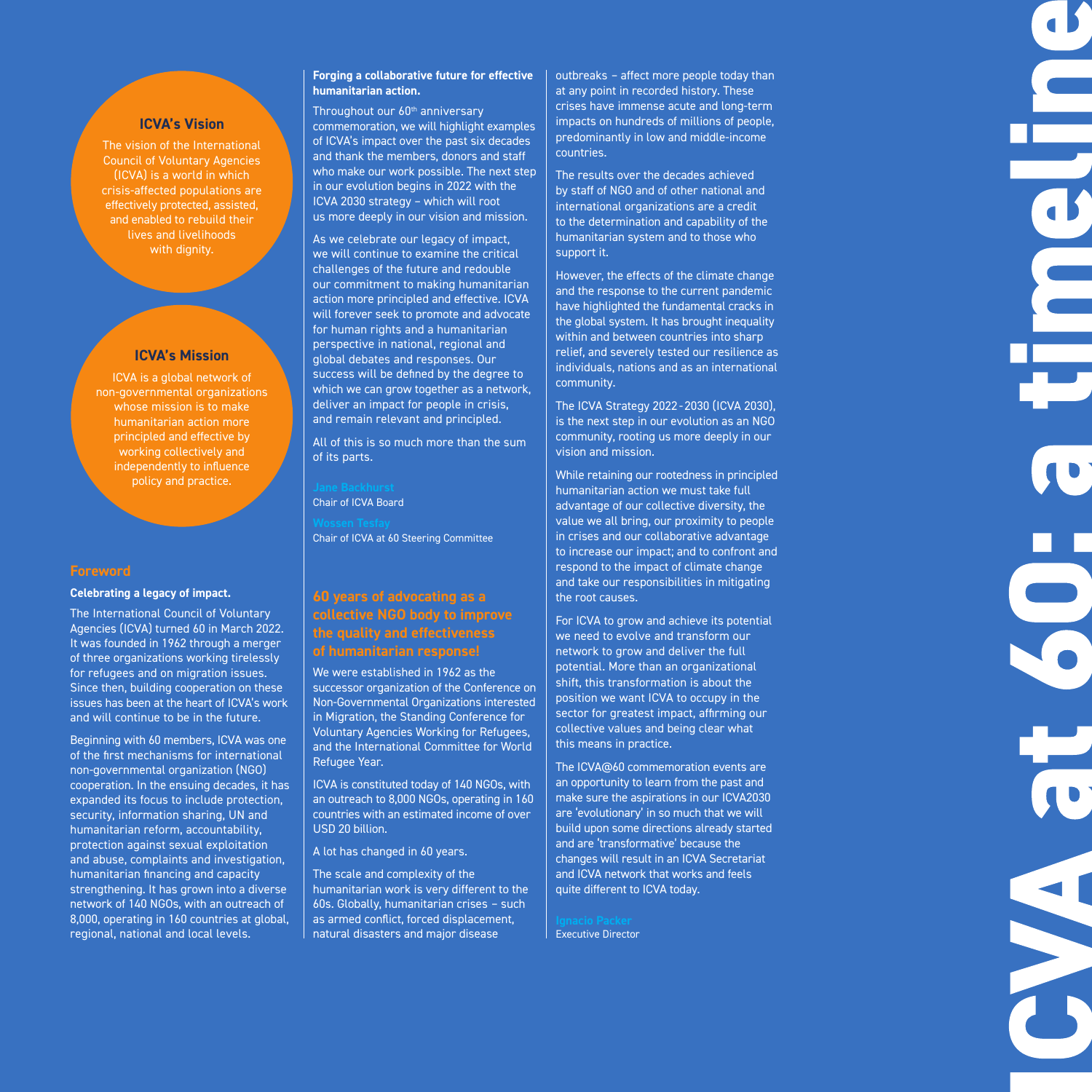# ICVA at 60: a timeline

## ICVA's Vision

The vision of the International Council of Voluntary Agencies (ICVA) is a world in which crisis-affected populations are effectively protected, assisted, and enabled to rebuild their lives and livelihoods with dignity.

## ICVA's Mission

ICVA is a global network of non-governmental organizations whose mission is to make humanitarian action more principled and effective by working collectively and independently to influence policy and practice.

## Foreword

**Celebrating a legacy of impact.**

The International Council of Voluntary Agencies (ICVA) turned 60 in March 2022. It was founded in 1962 through a merger of three organizations working tirelessly for refugees and on migration issues. Since then, building cooperation on these issues has been at the heart of ICVA's work and will continue to be in the future.

Beginning with 60 members, ICVA was one of the first mechanisms for international non-governmental organization (NGO) cooperation. In the ensuing decades, it has expanded its focus to include protection, security, information sharing, UN and humanitarian reform, accountability, protection against sexual exploitation and abuse, complaints and investigation, humanitarian financing and capacity strengthening. It has grown into a diverse network of 140 NGOs, with an outreach of 8,000, operating in 160 countries at global, regional, national and local levels.

**Forging a collaborative future for effective humanitarian action.**

Throughout our 60th anniversary commemoration, we will highlight examples of ICVA's impact over the past six decades and thank the members, donors and staff who make our work possible. The next step in our evolution begins in 2022 with the ICVA 2030 strategy – which will root us more deeply in our vision and mission.

As we celebrate our legacy of impact, we will continue to examine the critical challenges of the future and redouble our commitment to making humanitarian action more principled and effective. ICVA will forever seek to promote and advocate for human rights and a humanitarian perspective in national, regional and global debates and responses. Our success will be defined by the degree to which we can grow together as a network, deliver an impact for people in crisis, and remain relevant and principled.

All of this is so much more than the sum of its parts.

Jane Backhurst
Chair of ICVA Board

Wossen Tesfay
Chair of ICVA at 60 Steering Committee

### 60 years of advocating as a collective NGO body to improve the quality and effectiveness of humanitarian response!

We were established in 1962 as the successor organization of the Conference on Non-Governmental Organizations interested in Migration, the Standing Conference for Voluntary Agencies Working for Refugees, and the International Committee for World Refugee Year.

ICVA is constituted today of 140 NGOs, with an outreach to 8,000 NGOs, operating in 160 countries with an estimated income of over USD 20 billion.

A lot has changed in 60 years.

The scale and complexity of the humanitarian work is very different to the 60s. Globally, humanitarian crises – such as armed conflict, forced displacement, natural disasters and major disease outbreaks – affect more people today than at any point in recorded history. These crises have immense acute and long-term impacts on hundreds of millions of people, predominantly in low and middle-income countries.

The results over the decades achieved by staff of NGO and of other national and international organizations are a credit to the determination and capability of the humanitarian system and to those who support it.

However, the effects of the climate change and the response to the current pandemic have highlighted the fundamental cracks in the global system. It has brought inequality within and between countries into sharp relief, and severely tested our resilience as individuals, nations and as an international community.

The ICVA Strategy 2022-2030 (ICVA 2030), is the next step in our evolution as an NGO community, rooting us more deeply in our vision and mission.

While retaining our rootedness in principled humanitarian action we must take full advantage of our collective diversity, the value we all bring, our proximity to people in crises and our collaborative advantage to increase our impact; and to confront and respond to the impact of climate change and take our responsibilities in mitigating the root causes.

For ICVA to grow and achieve its potential we need to evolve and transform our network to grow and deliver the full potential. More than an organizational shift, this transformation is about the position we want ICVA to occupy in the sector for greatest impact, affirming our collective values and being clear what this means in practice.

The ICVA@60 commemoration events are an opportunity to learn from the past and make sure the aspirations in our ICVA2030 are 'evolutionary' in so much that we will build upon some directions already started and are 'transformative' because the changes will result in an ICVA Secretariat and ICVA network that works and feels quite different to ICVA today.

Ignacio Packer
Executive Director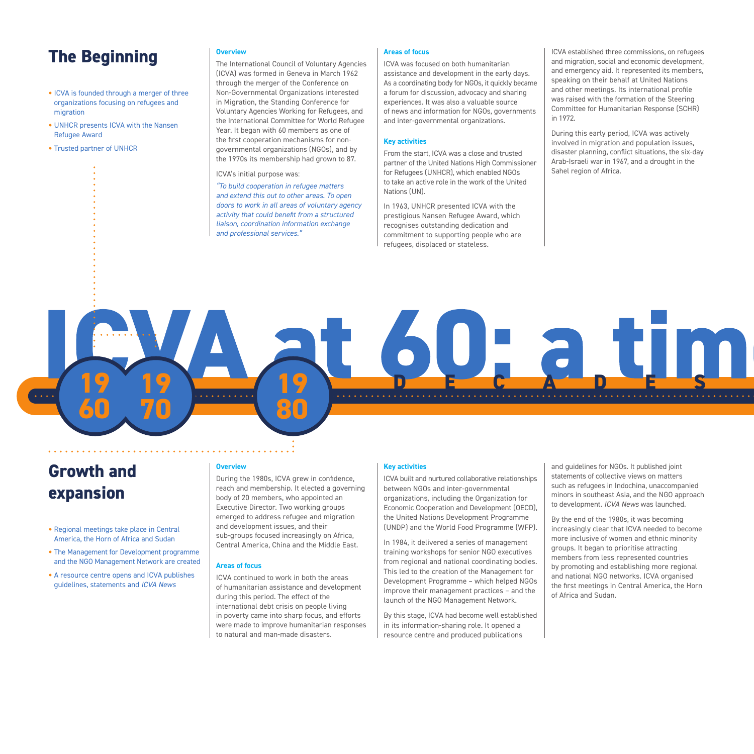## The Beginning

- ICVA is founded through a merger of three organizations focusing on refugees and migration
- UNHCR presents ICVA with the Nansen Refugee Award
- Trusted partner of UNHCR

### Overview

The International Council of Voluntary Agencies (ICVA) was formed in Geneva in March 1962 through the merger of the Conference on Non-Governmental Organizations interested in Migration, the Standing Conference for Voluntary Agencies Working for Refugees, and the International Committee for World Refugee Year. It began with 60 members as one of the first cooperation mechanisms for non-governmental organizations (NGOs), and by the 1970s its membership had grown to 87.

ICVA's initial purpose was:

*"To build cooperation in refugee matters and extend this out to other areas. To open doors to work in all areas of voluntary agency activity that could benefit from a structured liaison, coordination information exchange and professional services."*

### Areas of focus

ICVA was focused on both humanitarian assistance and development in the early days. As a coordinating body for NGOs, it quickly became a forum for discussion, advocacy and sharing experiences. It was also a valuable source of news and information for NGOs, governments and inter-governmental organizations.

### Key activities

From the start, ICVA was a close and trusted partner of the United Nations High Commissioner for Refugees (UNHCR), which enabled NGOs to take an active role in the work of the United Nations (UN).

In 1963, UNHCR presented ICVA with the prestigious Nansen Refugee Award, which recognises outstanding dedication and commitment to supporting people who are refugees, displaced or stateless.

ICVA established three commissions, on refugees and migration, social and economic development, and emergency aid. It represented its members, speaking on their behalf at United Nations and other meetings. Its international profile was raised with the formation of the Steering Committee for Humanitarian Response (SCHR) in 1972.

During this early period, ICVA was actively involved in migration and population issues, disaster planning, conflict situations, the six-day Arab-Israeli war in 1967, and a drought in the Sahel region of Africa.

# ICVA at 60: a tim

1960 | 1970 | 1980 — DECADES

## Growth and expansion

- Regional meetings take place in Central America, the Horn of Africa and Sudan
- The Management for Development programme and the NGO Management Network are created
- A resource centre opens and ICVA publishes guidelines, statements and *ICVA News*

### Overview

During the 1980s, ICVA grew in confidence, reach and membership. It elected a governing body of 20 members, who appointed an Executive Director. Two working groups emerged to address refugee and migration and development issues, and their sub-groups focused increasingly on Africa, Central America, China and the Middle East.

### Areas of focus

ICVA continued to work in both the areas of humanitarian assistance and development during this period. The effect of the international debt crisis on people living in poverty came into sharp focus, and efforts were made to improve humanitarian responses to natural and man-made disasters.

### Key activities

ICVA built and nurtured collaborative relationships between NGOs and inter-governmental organizations, including the Organization for Economic Cooperation and Development (OECD), the United Nations Development Programme (UNDP) and the World Food Programme (WFP).

In 1984, it delivered a series of management training workshops for senior NGO executives from regional and national coordinating bodies. This led to the creation of the Management for Development Programme – which helped NGOs improve their management practices – and the launch of the NGO Management Network.

By this stage, ICVA had become well established in its information-sharing role. It opened a resource centre and produced publications and guidelines for NGOs. It published joint statements of collective views on matters such as refugees in Indochina, unaccompanied minors in southeast Asia, and the NGO approach to development. *ICVA News* was launched.

By the end of the 1980s, it was becoming increasingly clear that ICVA needed to become more inclusive of women and ethnic minority groups. It began to prioritise attracting members from less represented countries by promoting and establishing more regional and national NGO networks. ICVA organised the first meetings in Central America, the Horn of Africa and Sudan.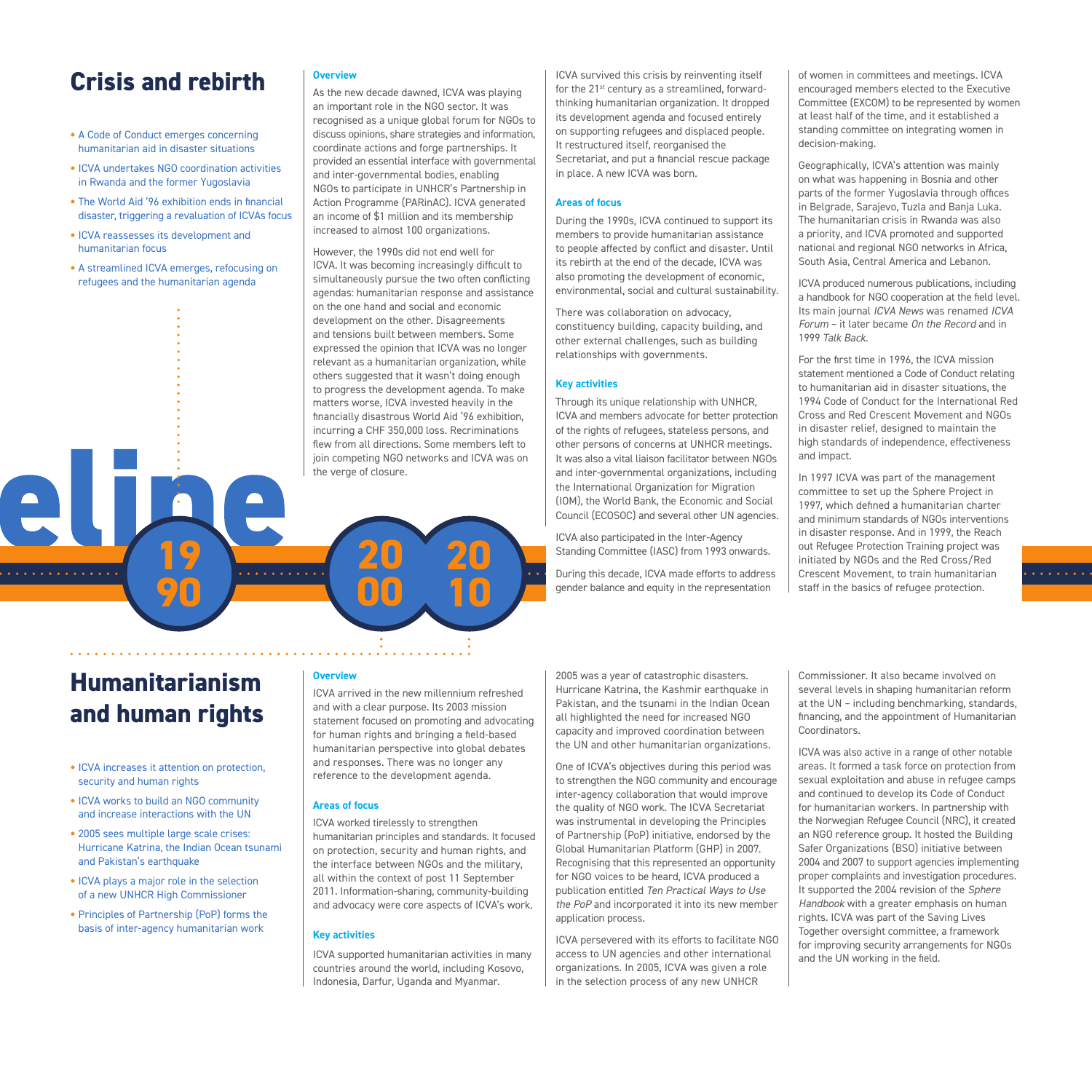## Crisis and rebirth

- A Code of Conduct emerges concerning humanitarian aid in disaster situations
- ICVA undertakes NGO coordination activities in Rwanda and the former Yugoslavia
- The World Aid '96 exhibition ends in financial disaster, triggering a revaluation of ICVAs focus
- ICVA reassesses its development and humanitarian focus
- A streamlined ICVA emerges, refocusing on refugees and the humanitarian agenda

### Overview

As the new decade dawned, ICVA was playing an important role in the NGO sector. It was recognised as a unique global forum for NGOs to discuss opinions, share strategies and information, coordinate actions and forge partnerships. It provided an essential interface with governmental and inter-governmental bodies, enabling NGOs to participate in UNHCR's Partnership in Action Programme (PARinAC). ICVA generated an income of $1 million and its membership increased to almost 100 organizations.

However, the 1990s did not end well for ICVA. It was becoming increasingly difficult to simultaneously pursue the two often conflicting agendas: humanitarian response and assistance on the one hand and social and economic development on the other. Disagreements and tensions built between members. Some expressed the opinion that ICVA was no longer relevant as a humanitarian organization, while others suggested that it wasn't doing enough to progress the development agenda. To make matters worse, ICVA invested heavily in the financially disastrous World Aid '96 exhibition, incurring a CHF 350,000 loss. Recriminations flew from all directions. Some members left to join competing NGO networks and ICVA was on the verge of closure.

ICVA survived this crisis by reinventing itself for the 21st century as a streamlined, forward-thinking humanitarian organization. It dropped its development agenda and focused entirely on supporting refugees and displaced people. It restructured itself, reorganised the Secretariat, and put a financial rescue package in place. A new ICVA was born.

### Areas of focus

During the 1990s, ICVA continued to support its members to provide humanitarian assistance to people affected by conflict and disaster. Until its rebirth at the end of the decade, ICVA was also promoting the development of economic, environmental, social and cultural sustainability.

There was collaboration on advocacy, constituency building, capacity building, and other external challenges, such as building relationships with governments.

### Key activities

Through its unique relationship with UNHCR, ICVA and members advocate for better protection of the rights of refugees, stateless persons, and other persons of concerns at UNHCR meetings. It was also a vital liaison facilitator between NGOs and inter-governmental organizations, including the International Organization for Migration (IOM), the World Bank, the Economic and Social Council (ECOSOC) and several other UN agencies.

ICVA also participated in the Inter-Agency Standing Committee (IASC) from 1993 onwards.

During this decade, ICVA made efforts to address gender balance and equity in the representation of women in committees and meetings. ICVA encouraged members elected to the Executive Committee (EXCOM) to be represented by women at least half of the time, and it established a standing committee on integrating women in decision-making.

Geographically, ICVA's attention was mainly on what was happening in Bosnia and other parts of the former Yugoslavia through offices in Belgrade, Sarajevo, Tuzla and Banja Luka. The humanitarian crisis in Rwanda was also a priority, and ICVA promoted and supported national and regional NGO networks in Africa, South Asia, Central America and Lebanon.

ICVA produced numerous publications, including a handbook for NGO cooperation at the field level. Its main journal *ICVA News* was renamed *ICVA Forum* – it later became *On the Record* and in 1999 *Talk Back.*

For the first time in 1996, the ICVA mission statement mentioned a Code of Conduct relating to humanitarian aid in disaster situations, the 1994 Code of Conduct for the International Red Cross and Red Crescent Movement and NGOs in disaster relief, designed to maintain the high standards of independence, effectiveness and impact.

In 1997 ICVA was part of the management committee to set up the Sphere Project in 1997, which defined a humanitarian charter and minimum standards of NGOs interventions in disaster response. And in 1999, the Reach out Refugee Protection Training project was initiated by NGOs and the Red Cross/Red Crescent Movement, to train humanitarian staff in the basics of refugee protection.

eline

1990 · 2000 · 2010

## Humanitarianism and human rights

- ICVA increases it attention on protection, security and human rights
- ICVA works to build an NGO community and increase interactions with the UN
- 2005 sees multiple large scale crises: Hurricane Katrina, the Indian Ocean tsunami and Pakistan's earthquake
- ICVA plays a major role in the selection of a new UNHCR High Commissioner
- Principles of Partnership (PoP) forms the basis of inter-agency humanitarian work

### Overview

ICVA arrived in the new millennium refreshed and with a clear purpose. Its 2003 mission statement focused on promoting and advocating for human rights and bringing a field-based humanitarian perspective into global debates and responses. There was no longer any reference to the development agenda.

### Areas of focus

ICVA worked tirelessly to strengthen humanitarian principles and standards. It focused on protection, security and human rights, and the interface between NGOs and the military, all within the context of post 11 September 2011. Information-sharing, community-building and advocacy were core aspects of ICVA's work.

### Key activities

ICVA supported humanitarian activities in many countries around the world, including Kosovo, Indonesia, Darfur, Uganda and Myanmar.

2005 was a year of catastrophic disasters. Hurricane Katrina, the Kashmir earthquake in Pakistan, and the tsunami in the Indian Ocean all highlighted the need for increased NGO capacity and improved coordination between the UN and other humanitarian organizations.

One of ICVA's objectives during this period was to strengthen the NGO community and encourage inter-agency collaboration that would improve the quality of NGO work. The ICVA Secretariat was instrumental in developing the Principles of Partnership (PoP) initiative, endorsed by the Global Humanitarian Platform (GHP) in 2007. Recognising that this represented an opportunity for NGO voices to be heard, ICVA produced a publication entitled *Ten Practical Ways to Use the PoP* and incorporated it into its new member application process.

ICVA persevered with its efforts to facilitate NGO access to UN agencies and other international organizations. In 2005, ICVA was given a role in the selection process of any new UNHCR Commissioner. It also became involved on several levels in shaping humanitarian reform at the UN – including benchmarking, standards, financing, and the appointment of Humanitarian Coordinators.

ICVA was also active in a range of other notable areas. It formed a task force on protection from sexual exploitation and abuse in refugee camps and continued to develop its Code of Conduct for humanitarian workers. In partnership with the Norwegian Refugee Council (NRC), it created an NGO reference group. It hosted the Building Safer Organizations (BSO) initiative between 2004 and 2007 to support agencies implementing proper complaints and investigation procedures. It supported the 2004 revision of the *Sphere Handbook* with a greater emphasis on human rights. ICVA was part of the Saving Lives Together oversight committee, a framework for improving security arrangements for NGOs and the UN working in the field.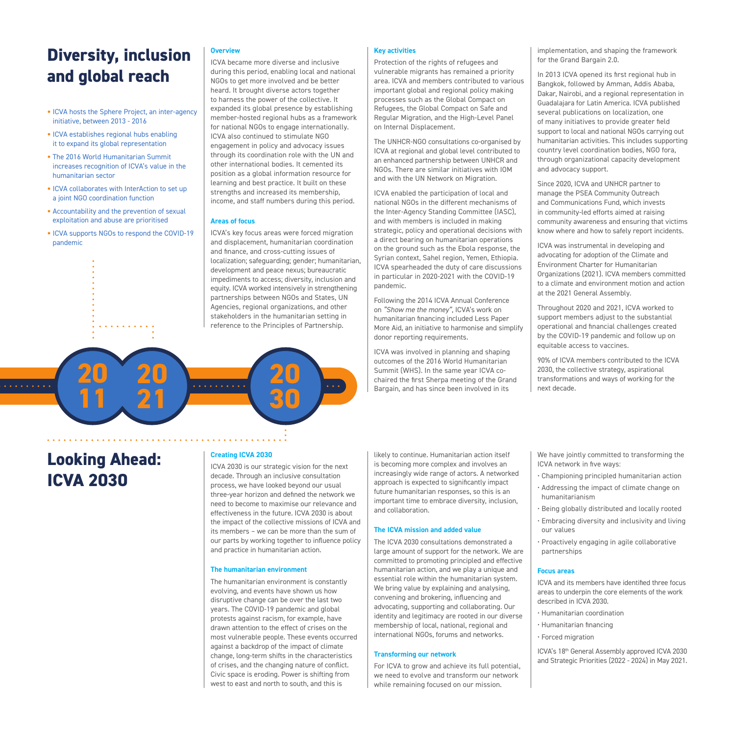# Diversity, inclusion and global reach

- ICVA hosts the Sphere Project, an inter-agency initiative, between 2013 - 2016
- ICVA establishes regional hubs enabling it to expand its global representation
- The 2016 World Humanitarian Summit increases recognition of ICVA's value in the humanitarian sector
- ICVA collaborates with InterAction to set up a joint NGO coordination function
- Accountability and the prevention of sexual exploitation and abuse are prioritised
- ICVA supports NGOs to respond the COVID-19 pandemic

2011 2021 2030

### Overview

ICVA became more diverse and inclusive during this period, enabling local and national NGOs to get more involved and be better heard. It brought diverse actors together to harness the power of the collective. It expanded its global presence by establishing member-hosted regional hubs as a framework for national NGOs to engage internationally. ICVA also continued to stimulate NGO engagement in policy and advocacy issues through its coordination role with the UN and other international bodies. It cemented its position as a global information resource for learning and best practice. It built on these strengths and increased its membership, income, and staff numbers during this period.

### Areas of focus

ICVA's key focus areas were forced migration and displacement, humanitarian coordination and finance, and cross-cutting issues of localization; safeguarding; gender; humanitarian, development and peace nexus; bureaucratic impediments to access; diversity, inclusion and equity. ICVA worked intensively in strengthening partnerships between NGOs and States, UN Agencies, regional organizations, and other stakeholders in the humanitarian setting in reference to the Principles of Partnership.

### Key activities

Protection of the rights of refugees and vulnerable migrants has remained a priority area. ICVA and members contributed to various important global and regional policy making processes such as the Global Compact on Refugees, the Global Compact on Safe and Regular Migration, and the High-Level Panel on Internal Displacement.

The UNHCR-NGO consultations co-organised by ICVA at regional and global level contributed to an enhanced partnership between UNHCR and NGOs. There are similar initiatives with IOM and with the UN Network on Migration.

ICVA enabled the participation of local and national NGOs in the different mechanisms of the Inter-Agency Standing Committee (IASC), and with members is included in making strategic, policy and operational decisions with a direct bearing on humanitarian operations on the ground such as the Ebola response, the Syrian context, Sahel region, Yemen, Ethiopia. ICVA spearheaded the duty of care discussions in particular in 2020-2021 with the COVID-19 pandemic.

Following the 2014 ICVA Annual Conference on *"Show me the money"*, ICVA's work on humanitarian financing included Less Paper More Aid, an initiative to harmonise and simplify donor reporting requirements.

ICVA was involved in planning and shaping outcomes of the 2016 World Humanitarian Summit (WHS). In the same year ICVA co-chaired the first Sherpa meeting of the Grand Bargain, and has since been involved in its implementation, and shaping the framework for the Grand Bargain 2.0.

In 2013 ICVA opened its first regional hub in Bangkok, followed by Amman, Addis Ababa, Dakar, Nairobi, and a regional representation in Guadalajara for Latin America. ICVA published several publications on localization, one of many initiatives to provide greater field support to local and national NGOs carrying out humanitarian activities. This includes supporting country level coordination bodies, NGO fora, through organizational capacity development and advocacy support.

Since 2020, ICVA and UNHCR partner to manage the PSEA Community Outreach and Communications Fund, which invests in community-led efforts aimed at raising community awareness and ensuring that victims know where and how to safely report incidents.

ICVA was instrumental in developing and advocating for adoption of the Climate and Environment Charter for Humanitarian Organizations (2021). ICVA members committed to a climate and environment motion and action at the 2021 General Assembly.

Throughout 2020 and 2021, ICVA worked to support members adjust to the substantial operational and financial challenges created by the COVID-19 pandemic and follow up on equitable access to vaccines.

90% of ICVA members contributed to the ICVA 2030, the collective strategy, aspirational transformations and ways of working for the next decade.

# Looking Ahead: ICVA 2030

### Creating ICVA 2030

ICVA 2030 is our strategic vision for the next decade. Through an inclusive consultation process, we have looked beyond our usual three-year horizon and defined the network we need to become to maximise our relevance and effectiveness in the future. ICVA 2030 is about the impact of the collective missions of ICVA and its members – we can be more than the sum of our parts by working together to influence policy and practice in humanitarian action.

### The humanitarian environment

The humanitarian environment is constantly evolving, and events have shown us how disruptive change can be over the last two years. The COVID-19 pandemic and global protests against racism, for example, have drawn attention to the effect of crises on the most vulnerable people. These events occurred against a backdrop of the impact of climate change, long-term shifts in the characteristics of crises, and the changing nature of conflict. Civic space is eroding. Power is shifting from west to east and north to south, and this is likely to continue. Humanitarian action itself is becoming more complex and involves an increasingly wide range of actors. A networked approach is expected to significantly impact future humanitarian responses, so this is an important time to embrace diversity, inclusion, and collaboration.

### The ICVA mission and added value

The ICVA 2030 consultations demonstrated a large amount of support for the network. We are committed to promoting principled and effective humanitarian action, and we play a unique and essential role within the humanitarian system. We bring value by explaining and analysing, convening and brokering, influencing and advocating, supporting and collaborating. Our identity and legitimacy are rooted in our diverse membership of local, national, regional and international NGOs, forums and networks.

### Transforming our network

For ICVA to grow and achieve its full potential, we need to evolve and transform our network while remaining focused on our mission.

We have jointly committed to transforming the ICVA network in five ways:

- Championing principled humanitarian action
- Addressing the impact of climate change on humanitarianism
- Being globally distributed and locally rooted
- Embracing diversity and inclusivity and living our values
- Proactively engaging in agile collaborative partnerships

### Focus areas

ICVA and its members have identified three focus areas to underpin the core elements of the work described in ICVA 2030.

- Humanitarian coordination
- Humanitarian financing
- Forced migration

ICVA's 18th General Assembly approved ICVA 2030 and Strategic Priorities (2022 - 2024) in May 2021.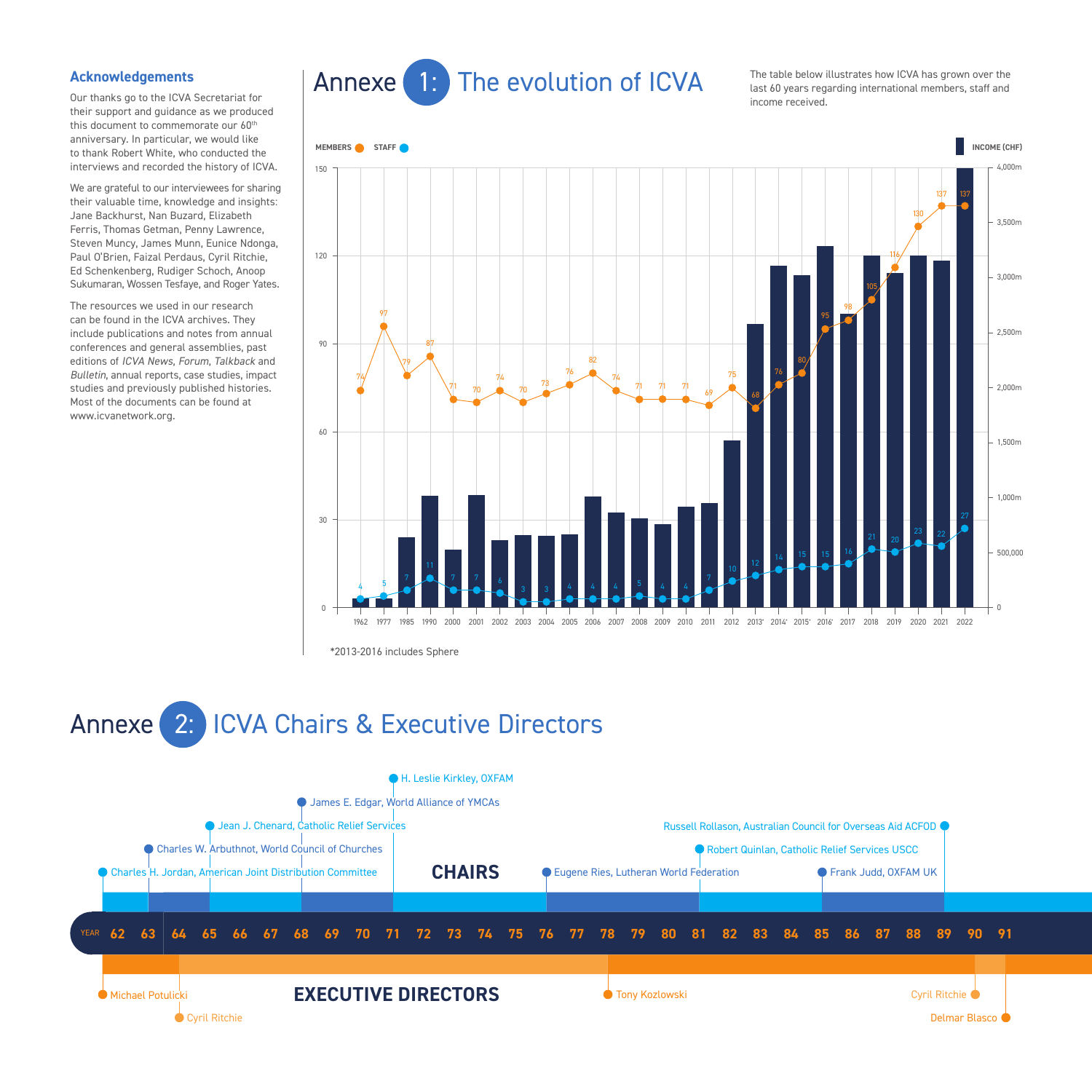## Acknowledgements

Our thanks go to the ICVA Secretariat for their support and guidance as we produced this document to commemorate our 60th anniversary. In particular, we would like to thank Robert White, who conducted the interviews and recorded the history of ICVA.

We are grateful to our interviewees for sharing their valuable time, knowledge and insights: Jane Backhurst, Nan Buzard, Elizabeth Ferris, Thomas Getman, Penny Lawrence, Steven Muncy, James Munn, Eunice Ndonga, Paul O'Brien, Faizal Perdaus, Cyril Ritchie, Ed Schenkenberg, Rudiger Schoch, Anoop Sukumaran, Wossen Tesfaye, and Roger Yates.

The resources we used in our research can be found in the ICVA archives. They include publications and notes from annual conferences and general assemblies, past editions of *ICVA News*, *Forum*, *Talkback* and *Bulletin*, annual reports, case studies, impact studies and previously published histories. Most of the documents can be found at www.icvanetwork.org.

# Annexe 1: The evolution of ICVA

The table below illustrates how ICVA has grown over the last 60 years regarding international members, staff and income received.

| Year | Members | Staff |
|---|---|---|
| 1962 | 74 | 4 |
| 1977 | 97 | 5 |
| 1985 | 79 | 7 |
| 1990 | 87 | 11 |
| 2000 | 71 | 7 |
| 2001 | 70 | 7 |
| 2002 | 74 | 6 |
| 2003 | 70 | 3 |
| 2004 | 73 | 3 |
| 2005 | 76 | 4 |
| 2006 | 82 | 4 |
| 2007 | 74 | 4 |
| 2008 | 71 | 5 |
| 2009 | 71 | 4 |
| 2010 | 71 | 4 |
| 2011 | 69 | 7 |
| 2012 | 75 | 10 |
| 2013* | 68 | 12 |
| 2014* | 76 | 14 |
| 2015* | 80 | 15 |
| 2016* | 95 | 15 |
| 2017 | 98 | 16 |
| 2018 | 105 | 21 |
| 2019 | 116 | 20 |
| 2020 | 130 | 23 |
| 2021 | 137 | 22 |
| 2022 | 137 | 27 |

*2013-2016 includes Sphere

# Annexe 2: ICVA Chairs & Executive Directors

**CHAIRS**

- Charles H. Jordan, American Joint Distribution Committee (62)
- Charles W. Arbuthnot, World Council of Churches (63)
- Jean J. Chenard, Catholic Relief Services (65)
- James E. Edgar, World Alliance of YMCAs (68)
- H. Leslie Kirkley, OXFAM (71)
- Eugene Ries, Lutheran World Federation (76)
- Robert Quinlan, Catholic Relief Services USCC (81)
- Frank Judd, OXFAM UK (85)
- Russell Rollason, Australian Council for Overseas Aid ACFOD (89)

**EXECUTIVE DIRECTORS**

- Michael Potulicki (62)
- Cyril Ritchie (64)
- Tony Kozlowski (78)
- Cyril Ritchie (90)
- Delmar Blasco (91)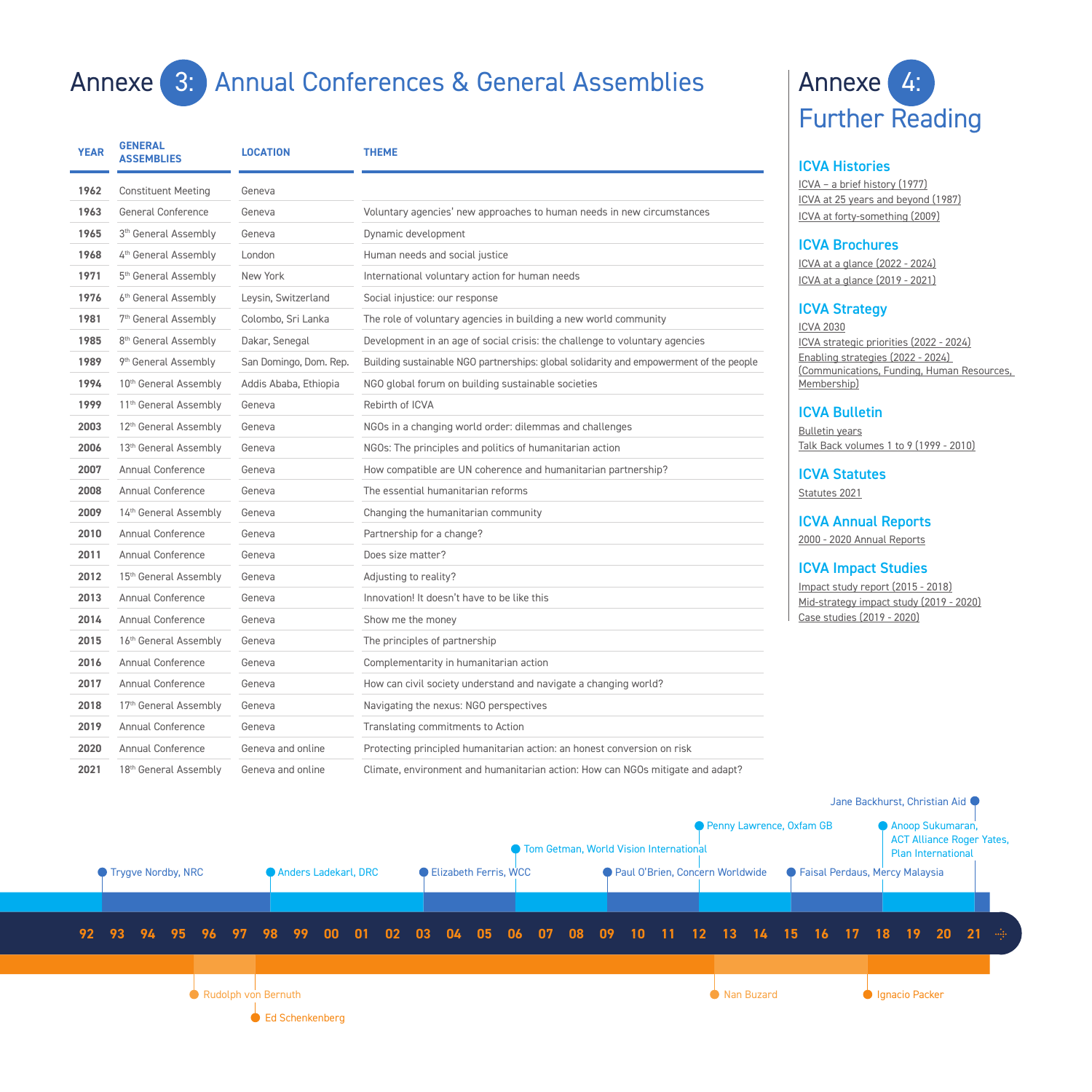# Annexe 3: Annual Conferences & General Assemblies

| YEAR | GENERAL ASSEMBLIES | LOCATION | THEME |
|---|---|---|---|
| 1962 | Constituent Meeting | Geneva | |
| 1963 | General Conference | Geneva | Voluntary agencies' new approaches to human needs in new circumstances |
| 1965 | 3rd General Assembly | Geneva | Dynamic development |
| 1968 | 4th General Assembly | London | Human needs and social justice |
| 1971 | 5th General Assembly | New York | International voluntary action for human needs |
| 1976 | 6th General Assembly | Leysin, Switzerland | Social injustice: our response |
| 1981 | 7th General Assembly | Colombo, Sri Lanka | The role of voluntary agencies in building a new world community |
| 1985 | 8th General Assembly | Dakar, Senegal | Development in an age of social crisis: the challenge to voluntary agencies |
| 1989 | 9th General Assembly | San Domingo, Dom. Rep. | Building sustainable NGO partnerships: global solidarity and empowerment of the people |
| 1994 | 10th General Assembly | Addis Ababa, Ethiopia | NGO global forum on building sustainable societies |
| 1999 | 11th General Assembly | Geneva | Rebirth of ICVA |
| 2003 | 12th General Assembly | Geneva | NGOs in a changing world order: dilemmas and challenges |
| 2006 | 13th General Assembly | Geneva | NGOs: The principles and politics of humanitarian action |
| 2007 | Annual Conference | Geneva | How compatible are UN coherence and humanitarian partnership? |
| 2008 | Annual Conference | Geneva | The essential humanitarian reforms |
| 2009 | 14th General Assembly | Geneva | Changing the humanitarian community |
| 2010 | Annual Conference | Geneva | Partnership for a change? |
| 2011 | Annual Conference | Geneva | Does size matter? |
| 2012 | 15th General Assembly | Geneva | Adjusting to reality? |
| 2013 | Annual Conference | Geneva | Innovation! It doesn't have to be like this |
| 2014 | Annual Conference | Geneva | Show me the money |
| 2015 | 16th General Assembly | Geneva | The principles of partnership |
| 2016 | Annual Conference | Geneva | Complementarity in humanitarian action |
| 2017 | Annual Conference | Geneva | How can civil society understand and navigate a changing world? |
| 2018 | 17th General Assembly | Geneva | Navigating the nexus: NGO perspectives |
| 2019 | Annual Conference | Geneva | Translating commitments to Action |
| 2020 | Annual Conference | Geneva and online | Protecting principled humanitarian action: an honest conversion on risk |
| 2021 | 18th General Assembly | Geneva and online | Climate, environment and humanitarian action: How can NGOs mitigate and adapt? |

Timeline (92 – 21):

- Trygve Nordby, NRC (92)
- Rudolph von Bernuth (96)
- Ed Schenkenberg (98)
- Anders Ladekarl, DRC (98)
- Elizabeth Ferris, WCC (03)
- Tom Getman, World Vision International (06)
- Paul O'Brien, Concern Worldwide (09)
- Penny Lawrence, Oxfam GB (12)
- Nan Buzard (12)
- Faisal Perdaus, Mercy Malaysia (15)
- Anoop Sukumaran, ACT Alliance Roger Yates, Plan International (18)
- Ignacio Packer (17)
- Jane Backhurst, Christian Aid (21)

# Annexe 4: Further Reading

## ICVA Histories

ICVA – a brief history (1977)
ICVA at 25 years and beyond (1987)
ICVA at forty-something (2009)

## ICVA Brochures

ICVA at a glance (2022 - 2024)
ICVA at a glance (2019 - 2021)

## ICVA Strategy

ICVA 2030
ICVA strategic priorities (2022 - 2024)
Enabling strategies (2022 - 2024) (Communications, Funding, Human Resources, Membership)

## ICVA Bulletin

Bulletin years
Talk Back volumes 1 to 9 (1999 - 2010)

## ICVA Statutes

Statutes 2021

## ICVA Annual Reports

2000 - 2020 Annual Reports

## ICVA Impact Studies

Impact study report (2015 - 2018)
Mid-strategy impact study (2019 - 2020)
Case studies (2019 - 2020)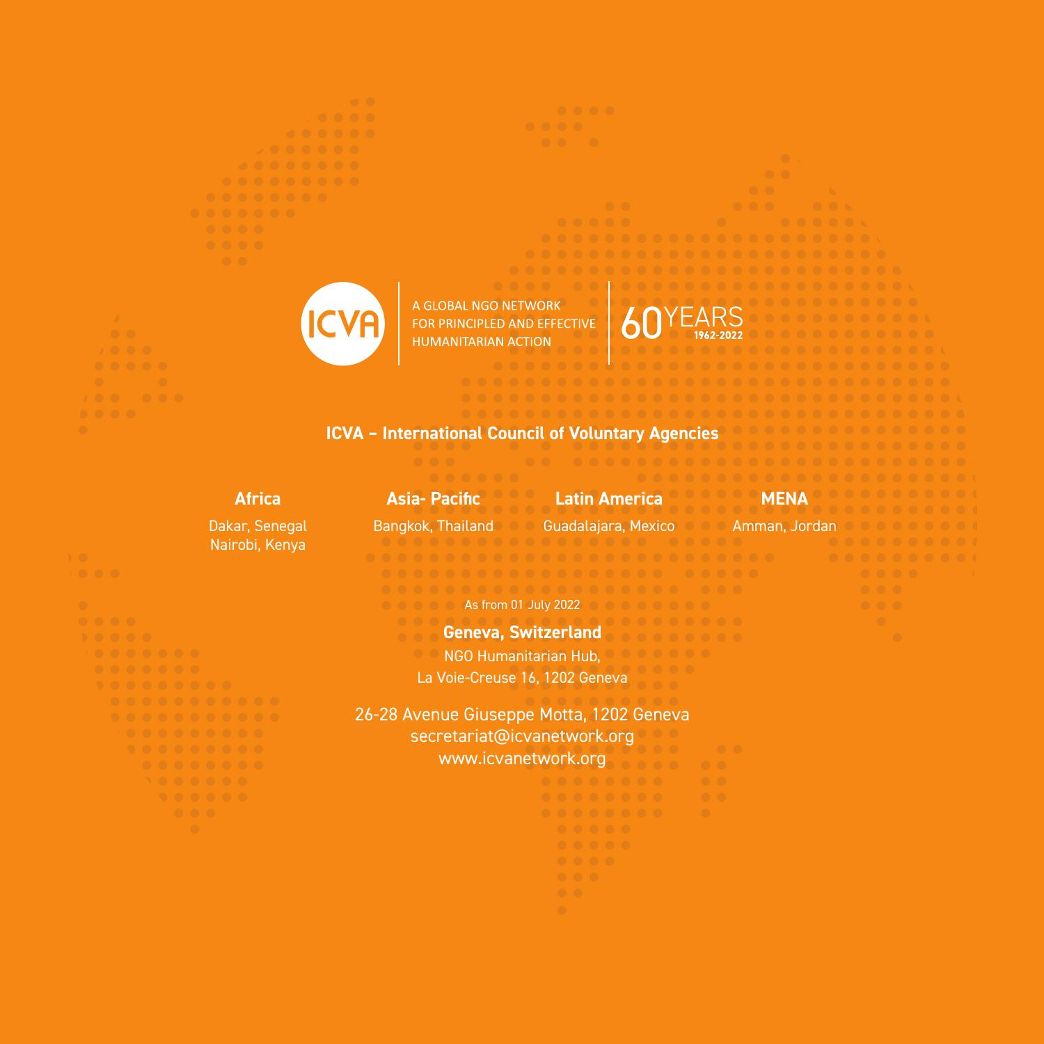A GLOBAL NGO NETWORK
FOR PRINCIPLED AND EFFECTIVE
HUMANITARIAN ACTION

60 YEARS
1962-2022

**ICVA – International Council of Voluntary Agencies**

**Africa**
Dakar, Senegal
Nairobi, Kenya

**Asia- Pacific**
Bangkok, Thailand

**Latin America**
Guadalajara, Mexico

**MENA**
Amman, Jordan

As from 01 July 2022

**Geneva, Switzerland**
NGO Humanitarian Hub,
La Voie-Creuse 16, 1202 Geneva

26-28 Avenue Giuseppe Motta, 1202 Geneva
secretariat@icvanetwork.org
www.icvanetwork.org